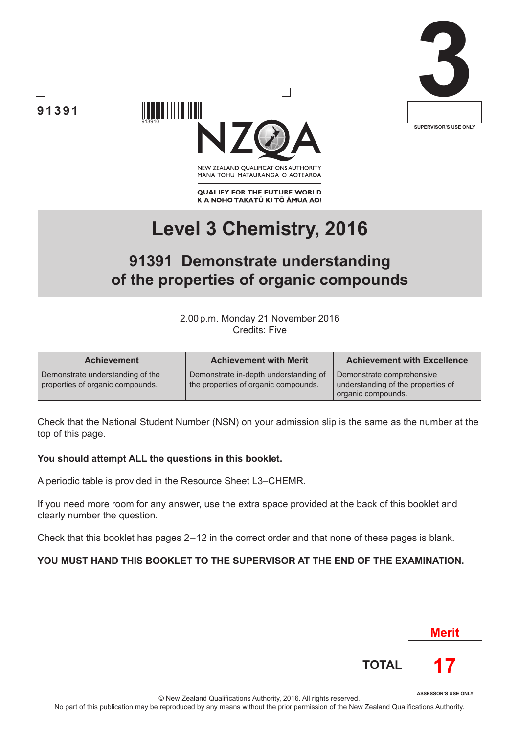91391

913910

NEW ZEALAND QUALIFICATIONS AUTHORITY
MANA TOHU MĀTAURANGA O AOTEAROA

**QUALIFY FOR THE FUTURE WORLD**
**KIA NOHO TAKATŪ KI TŌ ĀMUA AO!**

3

SUPERVISOR'S USE ONLY

# Level 3 Chemistry, 2016

## 91391 Demonstrate understanding of the properties of organic compounds

2.00 p.m. Monday 21 November 2016
Credits: Five

| Achievement | Achievement with Merit | Achievement with Excellence |
|---|---|---|
| Demonstrate understanding of the properties of organic compounds. | Demonstrate in-depth understanding of the properties of organic compounds. | Demonstrate comprehensive understanding of the properties of organic compounds. |

Check that the National Student Number (NSN) on your admission slip is the same as the number at the top of this page.

**You should attempt ALL the questions in this booklet.**

A periodic table is provided in the Resource Sheet L3–CHEMR.

If you need more room for any answer, use the extra space provided at the back of this booklet and clearly number the question.

Check that this booklet has pages 2–12 in the correct order and that none of these pages is blank.

**YOU MUST HAND THIS BOOKLET TO THE SUPERVISOR AT THE END OF THE EXAMINATION.**

Merit

**TOTAL** 17

ASSESSOR'S USE ONLY

© New Zealand Qualifications Authority, 2016. All rights reserved.
No part of this publication may be reproduced by any means without the prior permission of the New Zealand Qualifications Authority.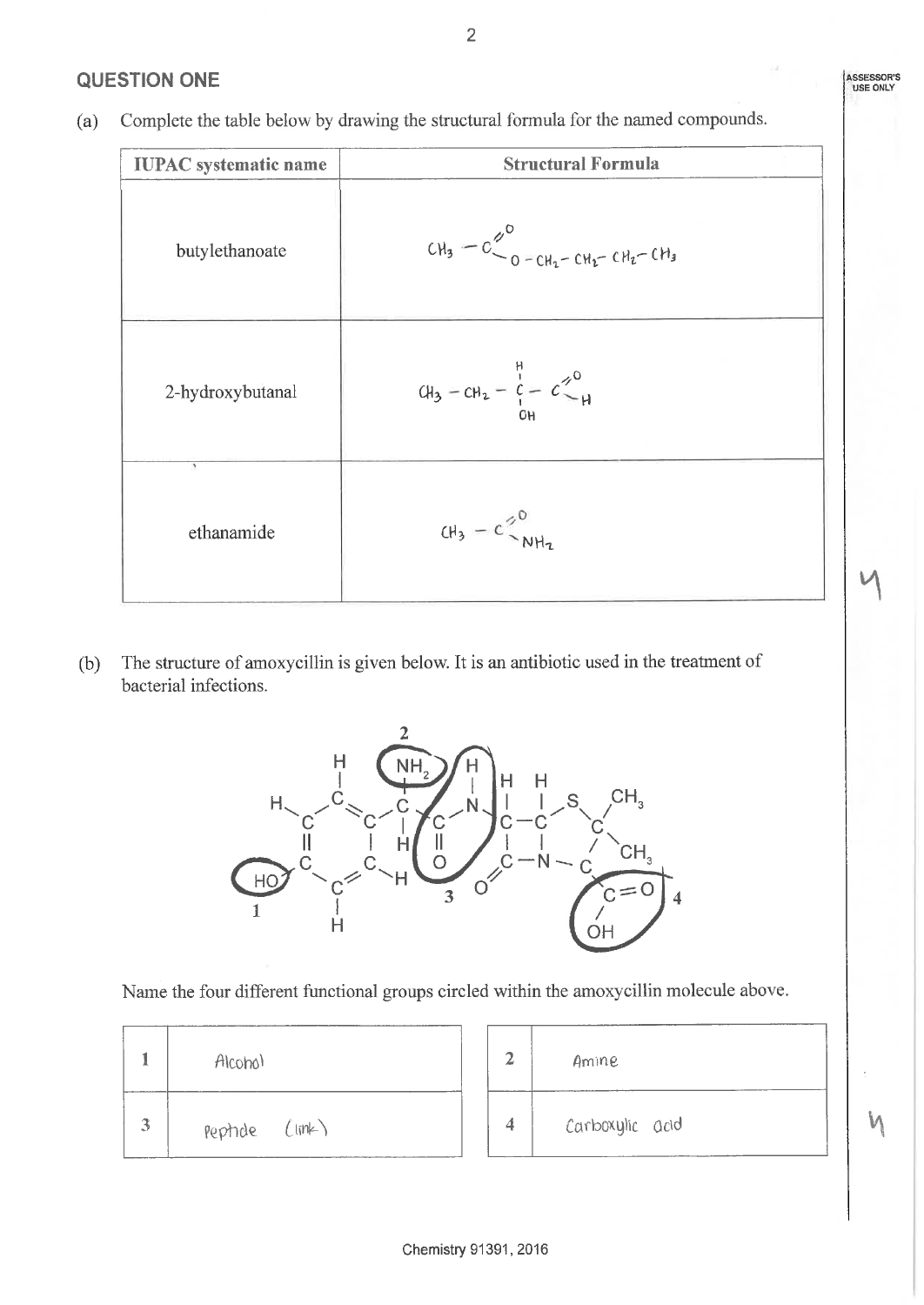## QUESTION ONE

(a) Complete the table below by drawing the structural formula for the named compounds.

| IUPAC systematic name | Structural Formula |
|---|---|
| butylethanoate | $CH_3 - C(=O) - O - CH_2 - CH_2 - CH_2 - CH_3$ |
| 2-hydroxybutanal | $CH_3 - CH_2 - CH(OH) - C(=O)H$ |
| ethanamide | $CH_3 - C(=O) - NH_2$ |

4

(b) The structure of amoxycillin is given below. It is an antibiotic used in the treatment of bacterial infections.

Name the four different functional groups circled within the amoxycillin molecule above.

| | |
|---|---|
| 1 | Alcohol |
| 3 | Peptide (link) |

| | |
|---|---|
| 2 | Amine |
| 4 | Carboxylic acid |

4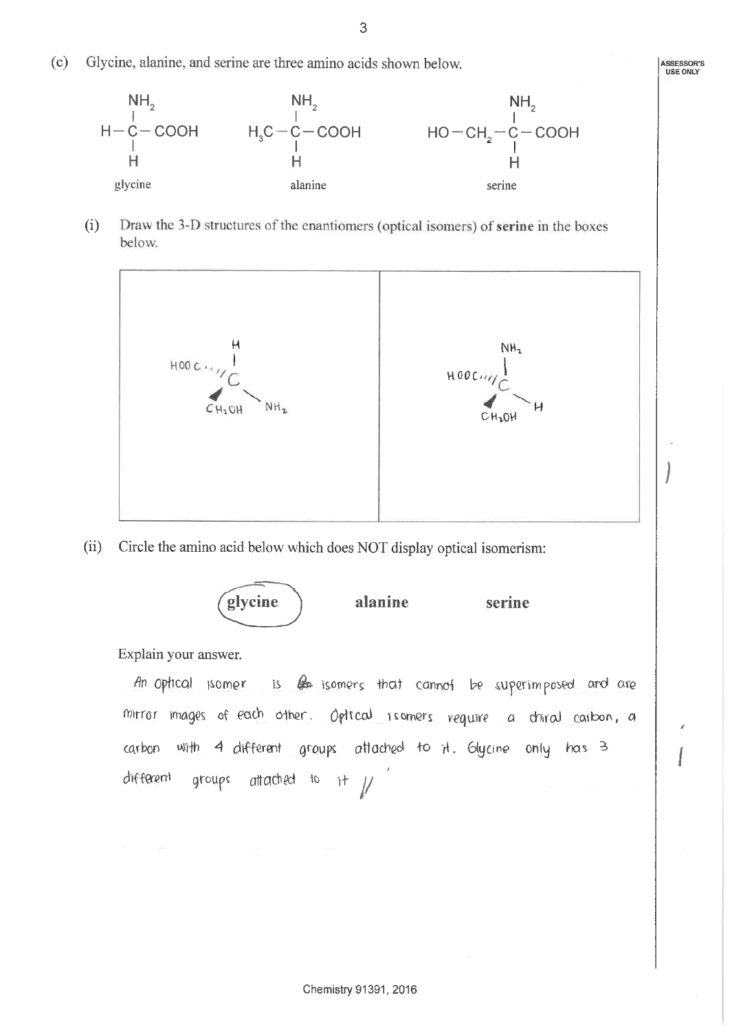(c) Glycine, alanine, and serine are three amino acids shown below.

glycine: $H-\overset{NH_2}{\underset{H}{C}}-COOH$

alanine: $H_3C-\overset{NH_2}{\underset{H}{C}}-COOH$

serine: $HO-CH_2-\overset{NH_2}{\underset{H}{C}}-COOH$

(i) Draw the 3-D structures of the enantiomers (optical isomers) of **serine** in the boxes below.

| | |
|---|---|
| H, HOOC, C, $CH_2OH$, $NH_2$ | $NH_2$, HOOC, C, $CH_2OH$, H |

(ii) Circle the amino acid below which does NOT display optical isomerism:

**glycine** (circled) **alanine** **serine**

Explain your answer.

An optical isomer is isomers that cannot be superimposed and are mirror images of each other. Optical isomers require a chiral carbon, a carbon with 4 different groups attached to it. Glycine only has 3 different groups attached to it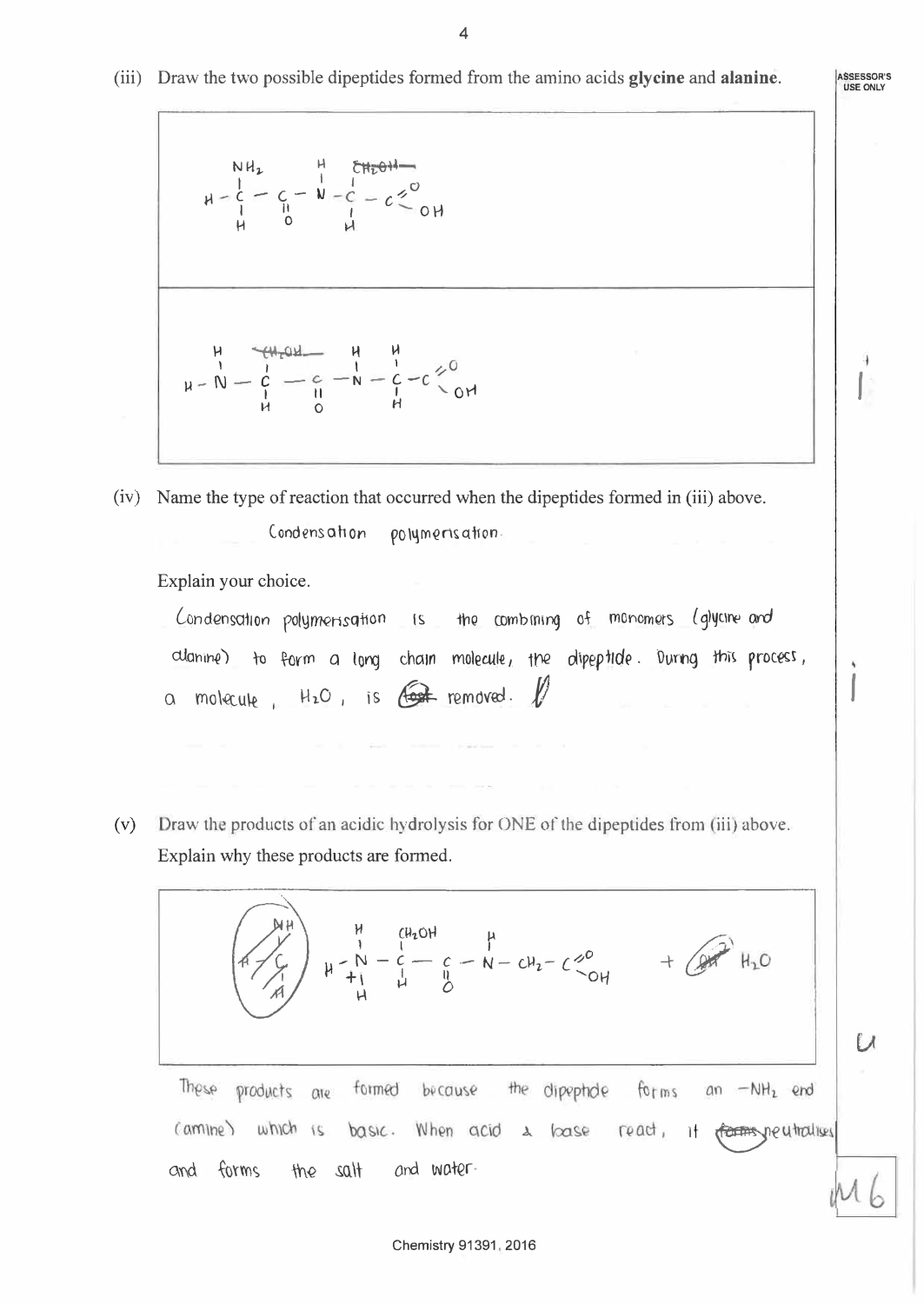(iii) Draw the two possible dipeptides formed from the amino acids **glycine** and **alanine**.

$H-C(NH_2)(H)-C(=O)-N(H)-C(H)(~~CH_2OH~~)-C(=O)OH$

$H-N(H)-C(H)(~~CH_2OH~~)-C(=O)-N(H)-C(H)(H)-C(=O)OH$

(iv) Name the type of reaction that occurred when the dipeptides formed in (iii) above.

Condensation polymerisation.

Explain your choice.

Condensation polymerisation is the combining of monomers (glycine and alanine) to form a long chain molecule, the dipeptide. During this process, a molecule, $H_2O$, is ~~lost~~ removed.

(v) Draw the products of an acidic hydrolysis for ONE of the dipeptides from (iii) above. Explain why these products are formed.

$H-N^{+}(H)(H)-C(H)(CH_2OH)-C(=O)-N(H)-CH_2-C(=O)OH$ + ~~OH~~ $H_2O$

These products are formed because the dipeptide forms an $-NH_2$ end (amine) which is basic. When acid & base react, it ~~forms~~ neutralises and forms the salt and water.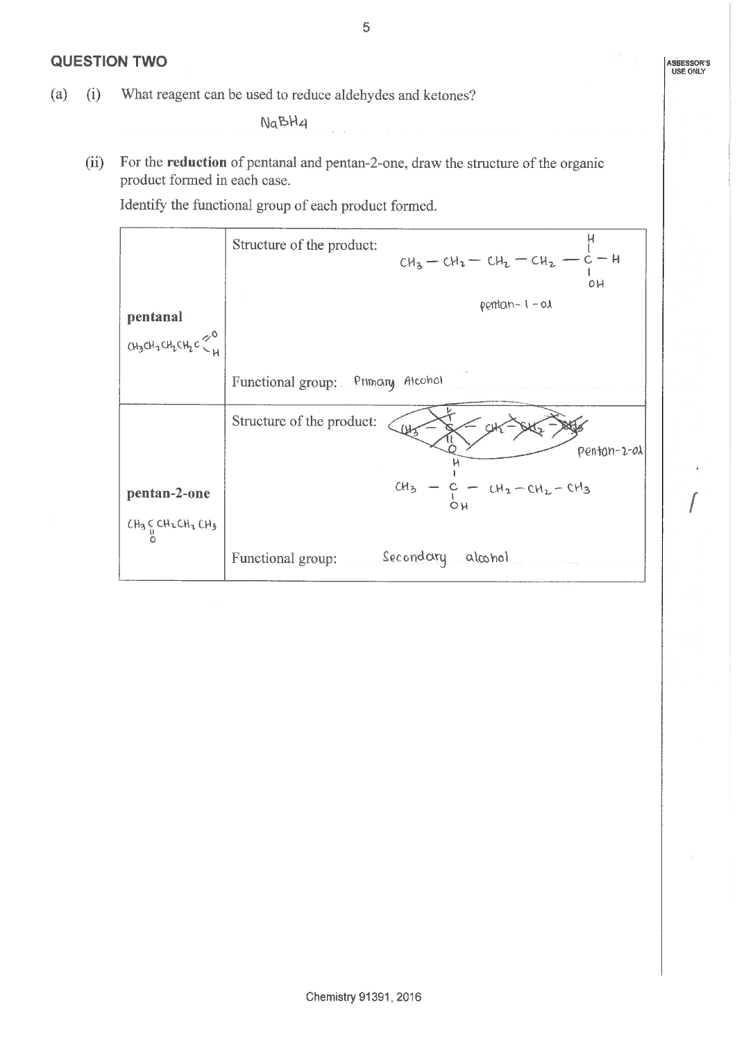## QUESTION TWO

(a) (i) What reagent can be used to reduce aldehydes and ketones?

$NaBH_4$

(ii) For the **reduction** of pentanal and pentan-2-one, draw the structure of the organic product formed in each case.

Identify the functional group of each product formed.

| | |
|---|---|
| **pentanal** $CH_3CH_2CH_2CH_2CHO$ | Structure of the product: $CH_3-CH_2-CH_2-CH_2-CH(OH)-H$ pentan-1-ol Functional group: Primary Alcohol |
| **pentan-2-one** $CH_3COCH_2CH_2CH_3$ | Structure of the product: $CH_3-CH(OH)-CH_2-CH_2-CH_3$ pentan-2-ol Functional group: Secondary alcohol |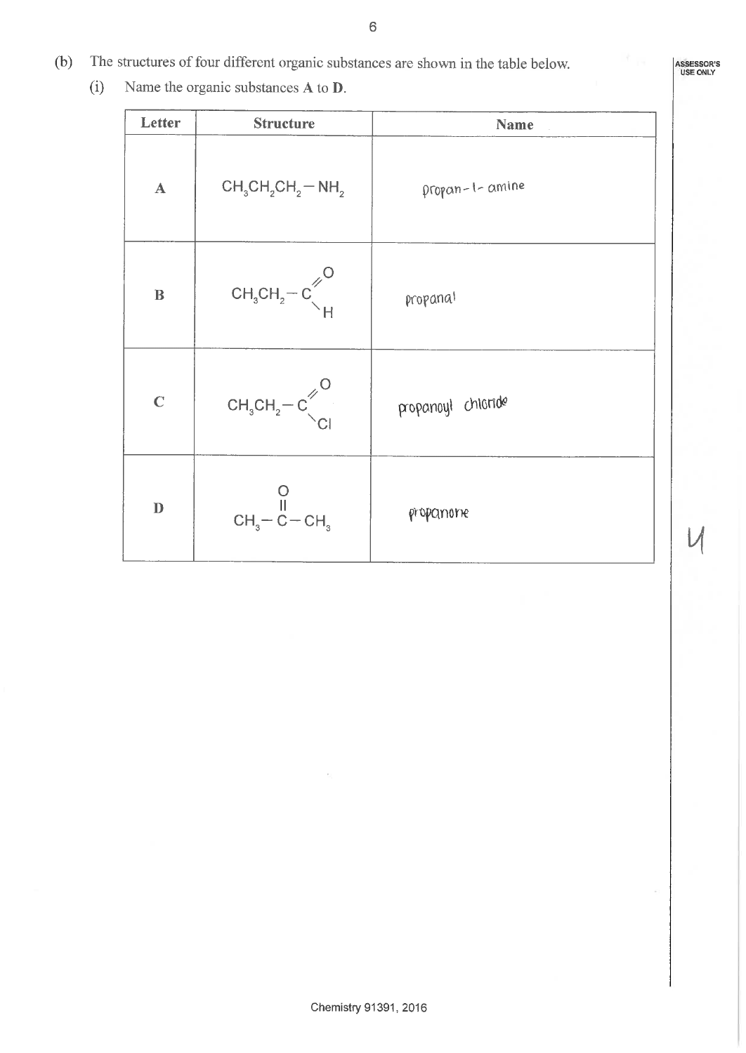(b) The structures of four different organic substances are shown in the table below.

(i) Name the organic substances **A** to **D**.

| Letter | Structure | Name |
|---|---|---|
| **A** | $CH_3CH_2CH_2-NH_2$ | propan-1-amine |
| **B** | $CH_3CH_2-C(=O)H$ | propanal |
| **C** | $CH_3CH_2-C(=O)Cl$ | propanoyl chloride |
| **D** | $CH_3-C(=O)-CH_3$ | propanone |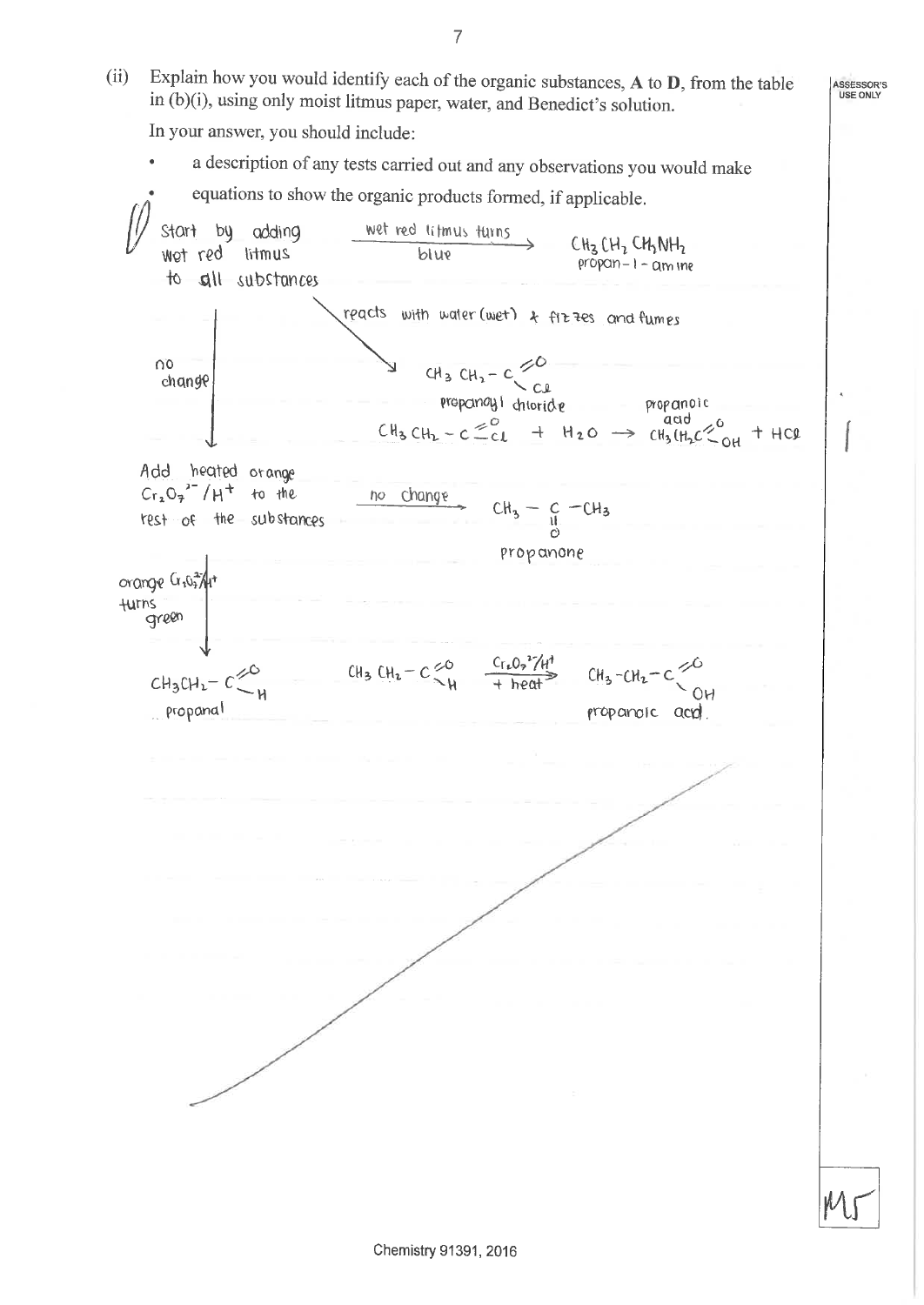(ii) Explain how you would identify each of the organic substances, **A** to **D**, from the table in (b)(i), using only moist litmus paper, water, and Benedict's solution.

In your answer, you should include:

- a description of any tests carried out and any observations you would make
- equations to show the organic products formed, if applicable.

Start by adding wet red litmus to all substances

wet red litmus turns blue → $CH_3CH_2CH_2NH_2$ propan-1-amine

reacts with water (wet) + fizzes and fumes → $CH_3CH_2-C(=O)Cl$ propanoyl chloride

$CH_3CH_2-C(=O)Cl + H_2O \rightarrow CH_3CH_2C(=O)OH + HCl$ (propanoic acid)

no change ↓

Add heated orange $Cr_2O_7^{2-}/H^+$ to the rest of the substances

no change → $CH_3-C(=O)-CH_3$ propanone

orange $Cr_2O_7^{2-}/H^+$ turns green ↓

$CH_3CH_2-C(=O)H$ propanal

$CH_3CH_2-C(=O)H \xrightarrow[+\ heat]{Cr_2O_7^{2-}/H^+} CH_3-CH_2-C(=O)OH$ propanoic acid.

ASSESSOR'S USE ONLY

M5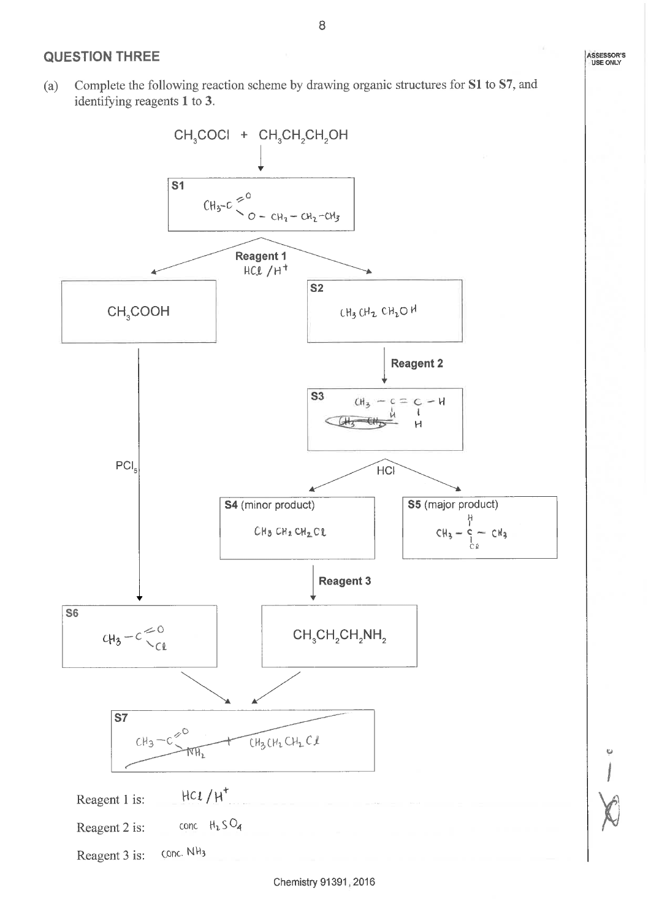## QUESTION THREE

(a) Complete the following reaction scheme by drawing organic structures for **S1** to **S7**, and identifying reagents **1** to **3**.

$CH_3COCl$ + $CH_3CH_2CH_2OH$

↓

**S1**

$CH_3-C(=O)-O-CH_2-CH_2-CH_3$

**Reagent 1**

$HCl / H^+$

| | |
|---|---|
| $CH_3COOH$ | **S2** $CH_3CH_2CH_2OH$ |

**Reagent 2** (S2 → S3)

**S3**

$CH_3-CH=CH_2$

~~$CH_3-CH_2$~~

**HCl** (S3 → S4 and S5)

| **S4** (minor product) | **S5** (major product) |
|---|---|
| $CH_3CH_2CH_2Cl$ | $CH_3-CH(Cl)-CH_3$ |

$PCl_5$ ($CH_3COOH$ → S6)

**Reagent 3** (S4 → $CH_3CH_2CH_2NH_2$)

| **S6** | |
|---|---|
| $CH_3-C(=O)-Cl$ | $CH_3CH_2CH_2NH_2$ |

**S7**

~~$CH_3-C(=O)-NH_2$ + $CH_3CH_2CH_2Cl$~~

Reagent 1 is: $HCl / H^+$

Reagent 2 is: conc $H_2SO_4$

Reagent 3 is: conc. $NH_3$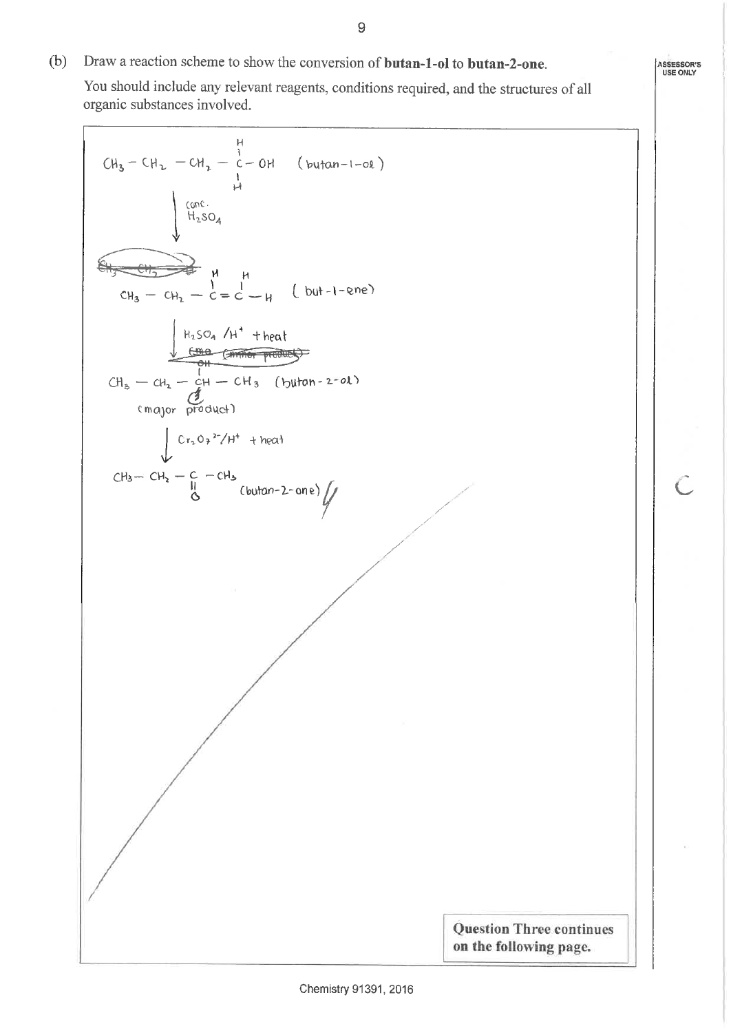(b) Draw a reaction scheme to show the conversion of **butan-1-ol** to **butan-2-one**.

You should include any relevant reagents, conditions required, and the structures of all organic substances involved.

$CH_3 - CH_2 - CH_2 - CH_2 - OH$ (butan-1-ol)

↓ conc. $H_2SO_4$

$CH_3 - CH_2 - CH = CH_2$ (but-1-ene)

↓ $H_2SO_4$ / $H^+$ + heat

$CH_3 - CH_2 - CH(OH) - CH_3$ (butan-2-ol)

(major product)

↓ $Cr_2O_7^{2-}$/$H^+$ + heat

$CH_3 - CH_2 - C(=O) - CH_3$ (butan-2-one)

ASSESSOR'S USE ONLY

C

**Question Three continues on the following page.**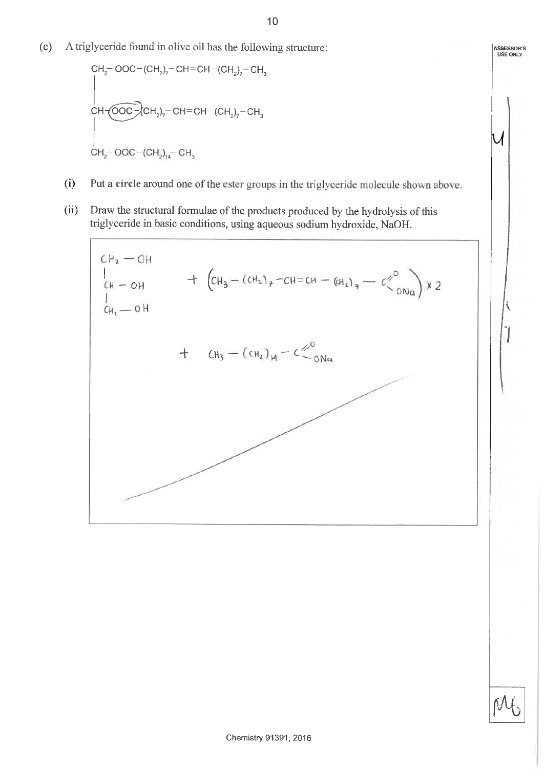(c) A triglyceride found in olive oil has the following structure:

$$\begin{array}{l} CH_2-OOC-(CH_2)_7-CH=CH-(CH_2)_7-CH_3 \\ | \\ CH-OOC-(CH_2)_7-CH=CH-(CH_2)_7-CH_3 \\ | \\ CH_2-OOC-(CH_2)_{14}-CH_3 \end{array}$$

(i) Put a **circle** around one of the ester groups in the triglyceride molecule shown above.

(ii) Draw the structural formulae of the products produced by the hydrolysis of this triglyceride in basic conditions, using aqueous sodium hydroxide, NaOH.

$$\begin{array}{l} CH_2-OH \\ | \\ CH-OH \\ | \\ CH_2-OH \end{array} + \left(CH_3-(CH_2)_7-CH=CH-(CH_2)_7-C\genfrac{}{}{0pt}{}{\nearrow O}{\searrow ONa}\right) \times 2$$

$$+ \quad CH_3-(CH_2)_{14}-C\genfrac{}{}{0pt}{}{\nearrow O}{\searrow ONa}$$

ASSESSOR'S USE ONLY

M6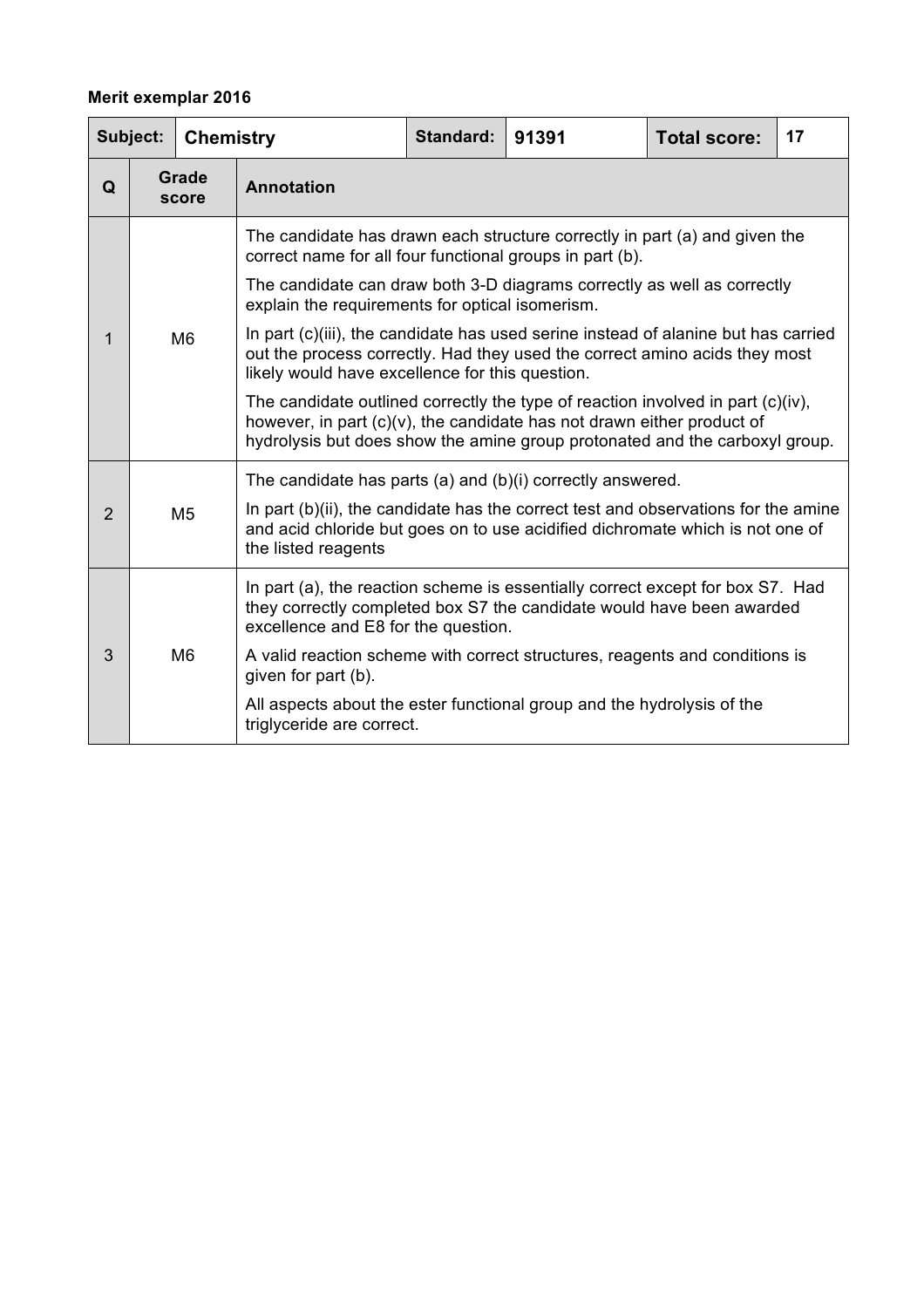**Merit exemplar 2016**

| Subject: | Chemistry | Standard: | 91391 | Total score: | 17 |
|---|---|---|---|---|---|

| Q | Grade score | Annotation |
|---|---|---|
| 1 | M6 | The candidate has drawn each structure correctly in part (a) and given the correct name for all four functional groups in part (b).<br><br>The candidate can draw both 3-D diagrams correctly as well as correctly explain the requirements for optical isomerism.<br><br>In part (c)(iii), the candidate has used serine instead of alanine but has carried out the process correctly. Had they used the correct amino acids they most likely would have excellence for this question.<br><br>The candidate outlined correctly the type of reaction involved in part (c)(iv), however, in part (c)(v), the candidate has not drawn either product of hydrolysis but does show the amine group protonated and the carboxyl group. |
| 2 | M5 | The candidate has parts (a) and (b)(i) correctly answered.<br><br>In part (b)(ii), the candidate has the correct test and observations for the amine and acid chloride but goes on to use acidified dichromate which is not one of the listed reagents |
| 3 | M6 | In part (a), the reaction scheme is essentially correct except for box S7. Had they correctly completed box S7 the candidate would have been awarded excellence and E8 for the question.<br><br>A valid reaction scheme with correct structures, reagents and conditions is given for part (b).<br><br>All aspects about the ester functional group and the hydrolysis of the triglyceride are correct. |